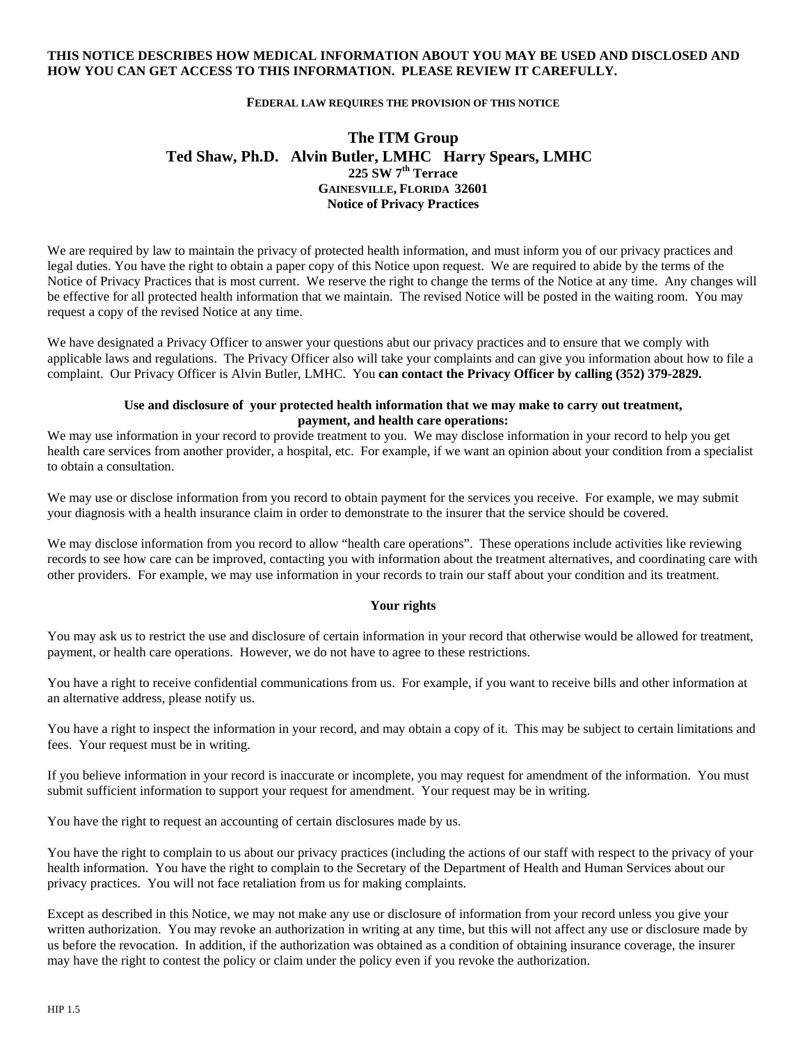**THIS NOTICE DESCRIBES HOW MEDICAL INFORMATION ABOUT YOU MAY BE USED AND DISCLOSED AND HOW YOU CAN GET ACCESS TO THIS INFORMATION. PLEASE REVIEW IT CAREFULLY.**

**FEDERAL LAW REQUIRES THE PROVISION OF THIS NOTICE**

# The ITM Group

## Ted Shaw, Ph.D. Alvin Butler, LMHC Harry Spears, LMHC

**225 SW 7th Terrace**
**GAINESVILLE, FLORIDA 32601**
**Notice of Privacy Practices**

We are required by law to maintain the privacy of protected health information, and must inform you of our privacy practices and legal duties. You have the right to obtain a paper copy of this Notice upon request. We are required to abide by the terms of the Notice of Privacy Practices that is most current. We reserve the right to change the terms of the Notice at any time. Any changes will be effective for all protected health information that we maintain. The revised Notice will be posted in the waiting room. You may request a copy of the revised Notice at any time.

We have designated a Privacy Officer to answer your questions abut our privacy practices and to ensure that we comply with applicable laws and regulations. The Privacy Officer also will take your complaints and can give you information about how to file a complaint. Our Privacy Officer is Alvin Butler, LMHC. You **can contact the Privacy Officer by calling (352) 379-2829.**

### Use and disclosure of your protected health information that we may make to carry out treatment, payment, and health care operations:

We may use information in your record to provide treatment to you. We may disclose information in your record to help you get health care services from another provider, a hospital, etc. For example, if we want an opinion about your condition from a specialist to obtain a consultation.

We may use or disclose information from you record to obtain payment for the services you receive. For example, we may submit your diagnosis with a health insurance claim in order to demonstrate to the insurer that the service should be covered.

We may disclose information from you record to allow "health care operations". These operations include activities like reviewing records to see how care can be improved, contacting you with information about the treatment alternatives, and coordinating care with other providers. For example, we may use information in your records to train our staff about your condition and its treatment.

### Your rights

You may ask us to restrict the use and disclosure of certain information in your record that otherwise would be allowed for treatment, payment, or health care operations. However, we do not have to agree to these restrictions.

You have a right to receive confidential communications from us. For example, if you want to receive bills and other information at an alternative address, please notify us.

You have a right to inspect the information in your record, and may obtain a copy of it. This may be subject to certain limitations and fees. Your request must be in writing.

If you believe information in your record is inaccurate or incomplete, you may request for amendment of the information. You must submit sufficient information to support your request for amendment. Your request may be in writing.

You have the right to request an accounting of certain disclosures made by us.

You have the right to complain to us about our privacy practices (including the actions of our staff with respect to the privacy of your health information. You have the right to complain to the Secretary of the Department of Health and Human Services about our privacy practices. You will not face retaliation from us for making complaints.

Except as described in this Notice, we may not make any use or disclosure of information from your record unless you give your written authorization. You may revoke an authorization in writing at any time, but this will not affect any use or disclosure made by us before the revocation. In addition, if the authorization was obtained as a condition of obtaining insurance coverage, the insurer may have the right to contest the policy or claim under the policy even if you revoke the authorization.

HIP 1.5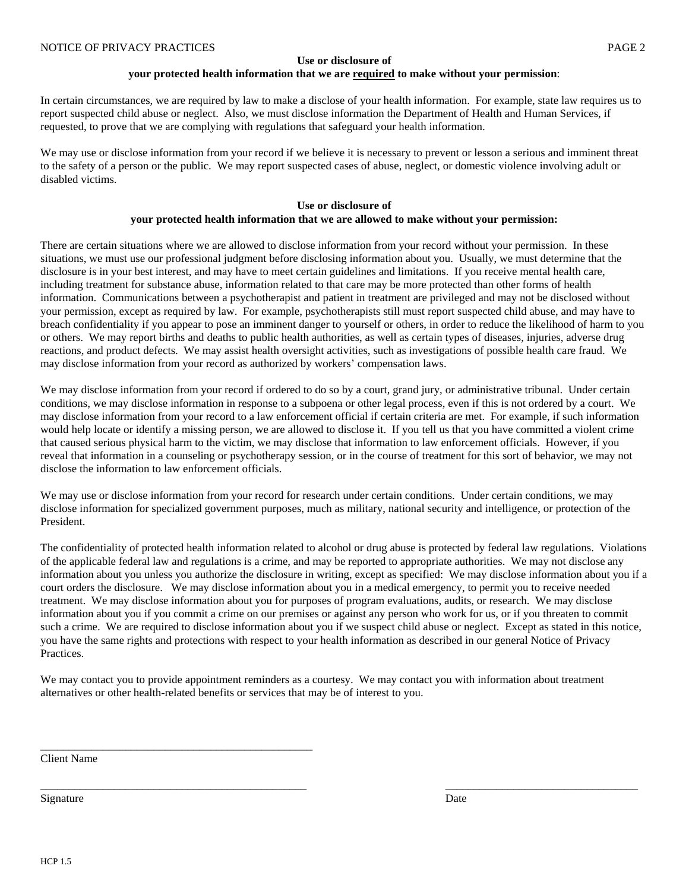**Use or disclosure of your protected health information that we are <u>required</u> to make without your permission**:

In certain circumstances, we are required by law to make a disclose of your health information. For example, state law requires us to report suspected child abuse or neglect. Also, we must disclose information the Department of Health and Human Services, if requested, to prove that we are complying with regulations that safeguard your health information.

We may use or disclose information from your record if we believe it is necessary to prevent or lesson a serious and imminent threat to the safety of a person or the public. We may report suspected cases of abuse, neglect, or domestic violence involving adult or disabled victims.

**Use or disclosure of your protected health information that we are allowed to make without your permission:**

There are certain situations where we are allowed to disclose information from your record without your permission. In these situations, we must use our professional judgment before disclosing information about you. Usually, we must determine that the disclosure is in your best interest, and may have to meet certain guidelines and limitations. If you receive mental health care, including treatment for substance abuse, information related to that care may be more protected than other forms of health information. Communications between a psychotherapist and patient in treatment are privileged and may not be disclosed without your permission, except as required by law. For example, psychotherapists still must report suspected child abuse, and may have to breach confidentiality if you appear to pose an imminent danger to yourself or others, in order to reduce the likelihood of harm to you or others. We may report births and deaths to public health authorities, as well as certain types of diseases, injuries, adverse drug reactions, and product defects. We may assist health oversight activities, such as investigations of possible health care fraud. We may disclose information from your record as authorized by workers' compensation laws.

We may disclose information from your record if ordered to do so by a court, grand jury, or administrative tribunal. Under certain conditions, we may disclose information in response to a subpoena or other legal process, even if this is not ordered by a court. We may disclose information from your record to a law enforcement official if certain criteria are met. For example, if such information would help locate or identify a missing person, we are allowed to disclose it. If you tell us that you have committed a violent crime that caused serious physical harm to the victim, we may disclose that information to law enforcement officials. However, if you reveal that information in a counseling or psychotherapy session, or in the course of treatment for this sort of behavior, we may not disclose the information to law enforcement officials.

We may use or disclose information from your record for research under certain conditions. Under certain conditions, we may disclose information for specialized government purposes, much as military, national security and intelligence, or protection of the President.

The confidentiality of protected health information related to alcohol or drug abuse is protected by federal law regulations. Violations of the applicable federal law and regulations is a crime, and may be reported to appropriate authorities. We may not disclose any information about you unless you authorize the disclosure in writing, except as specified: We may disclose information about you if a court orders the disclosure. We may disclose information about you in a medical emergency, to permit you to receive needed treatment. We may disclose information about you for purposes of program evaluations, audits, or research. We may disclose information about you if you commit a crime on our premises or against any person who work for us, or if you threaten to commit such a crime. We are required to disclose information about you if we suspect child abuse or neglect. Except as stated in this notice, you have the same rights and protections with respect to your health information as described in our general Notice of Privacy Practices.

We may contact you to provide appointment reminders as a courtesy. We may contact you with information about treatment alternatives or other health-related benefits or services that may be of interest to you.

\_\_\_\_\_\_\_\_\_\_\_\_\_\_\_\_\_\_\_\_\_\_\_\_\_\_\_\_\_\_\_\_\_\_\_\_\_\_\_\_\_\_\_\_\_\_\_\_

Client Name

\_\_\_\_\_\_\_\_\_\_\_\_\_\_\_\_\_\_\_\_\_\_\_\_\_\_\_\_\_\_\_\_\_\_\_\_\_\_\_\_\_\_\_\_\_\_\_\_ \_\_\_\_\_\_\_\_\_\_\_\_\_\_\_\_\_\_\_\_\_\_\_\_\_\_\_\_\_\_\_\_\_\_\_

Signature Date

HCP 1.5